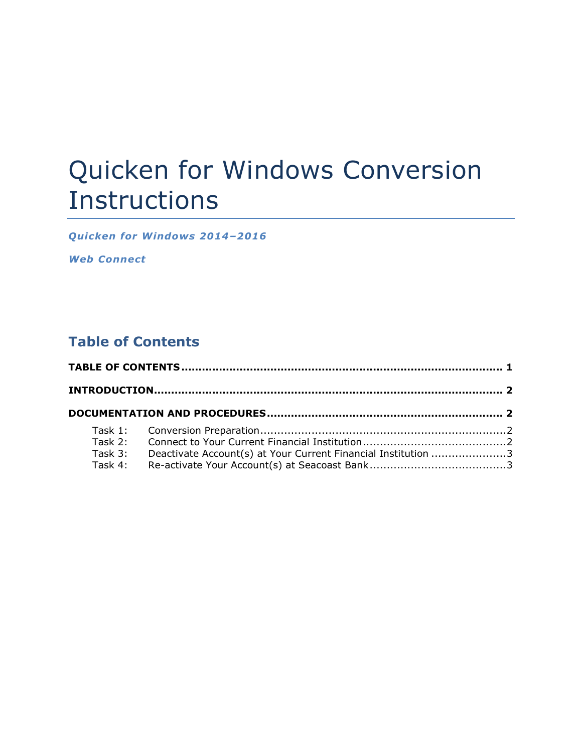# Quicken for Windows Conversion Instructions

***Quicken for Windows 2014–2016***

***Web Connect***

## Table of Contents

**TABLE OF CONTENTS ........................................................................................ 1**

**INTRODUCTION ................................................................................................ 2**

**DOCUMENTATION AND PROCEDURES ................................................................ 2**

- Task 1: Conversion Preparation .......................................................................2
- Task 2: Connect to Your Current Financial Institution ..........................................2
- Task 3: Deactivate Account(s) at Your Current Financial Institution ......................3
- Task 4: Re-activate Your Account(s) at Seacoast Bank ........................................3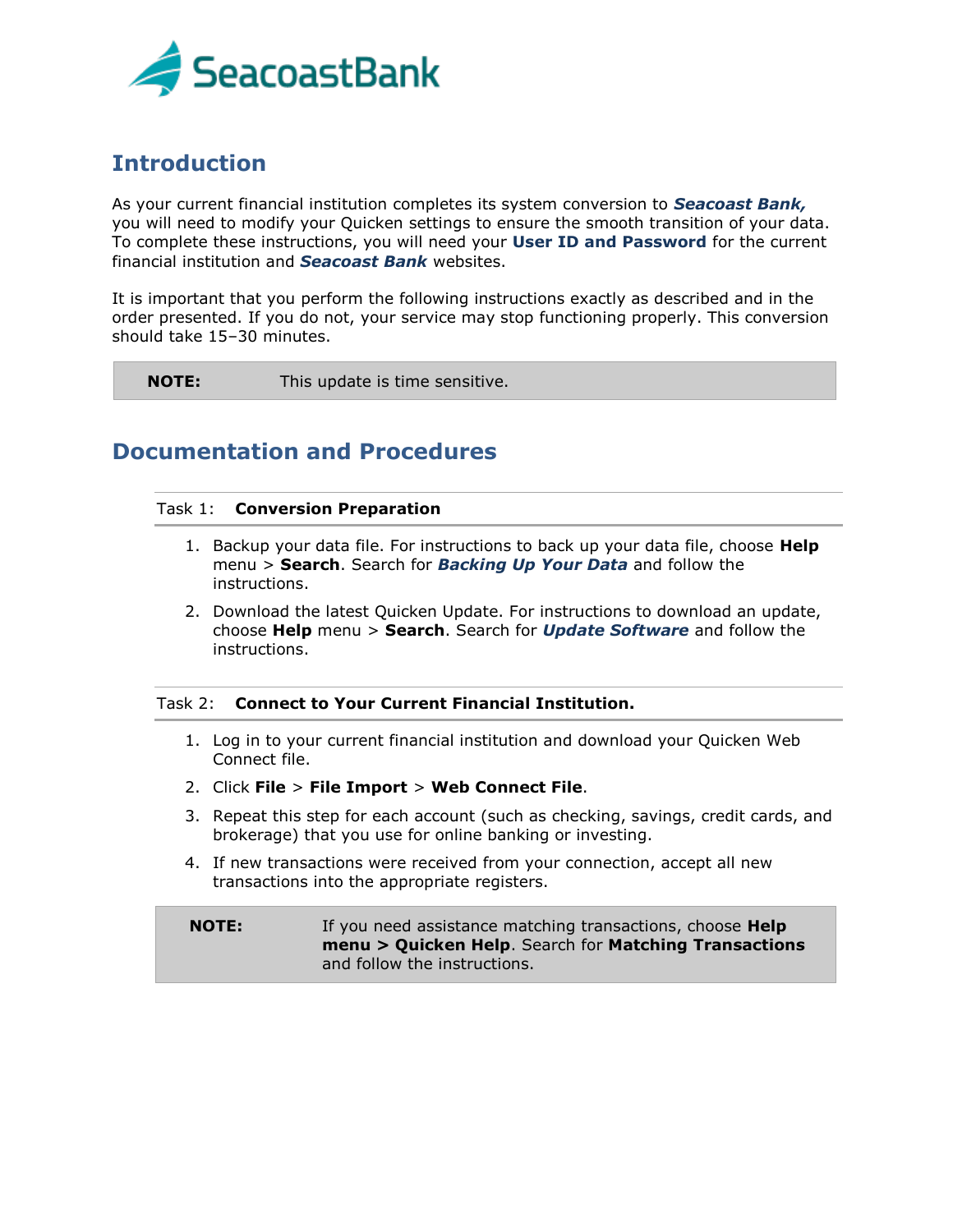SeacoastBank

## Introduction

As your current financial institution completes its system conversion to ***Seacoast Bank,*** you will need to modify your Quicken settings to ensure the smooth transition of your data. To complete these instructions, you will need your **User ID and Password** for the current financial institution and ***Seacoast Bank*** websites.

It is important that you perform the following instructions exactly as described and in the order presented. If you do not, your service may stop functioning properly. This conversion should take 15–30 minutes.

| **NOTE:** | This update is time sensitive. |
|---|---|

## Documentation and Procedures

### Task 1: Conversion Preparation

1. Backup your data file. For instructions to back up your data file, choose **Help** menu > **Search**. Search for ***Backing Up Your Data*** and follow the instructions.
2. Download the latest Quicken Update. For instructions to download an update, choose **Help** menu > **Search**. Search for ***Update Software*** and follow the instructions.

### Task 2: Connect to Your Current Financial Institution.

1. Log in to your current financial institution and download your Quicken Web Connect file.
2. Click **File** > **File Import** > **Web Connect File**.
3. Repeat this step for each account (such as checking, savings, credit cards, and brokerage) that you use for online banking or investing.
4. If new transactions were received from your connection, accept all new transactions into the appropriate registers.

| **NOTE:** | If you need assistance matching transactions, choose **Help menu > Quicken Help**. Search for **Matching Transactions** and follow the instructions. |
|---|---|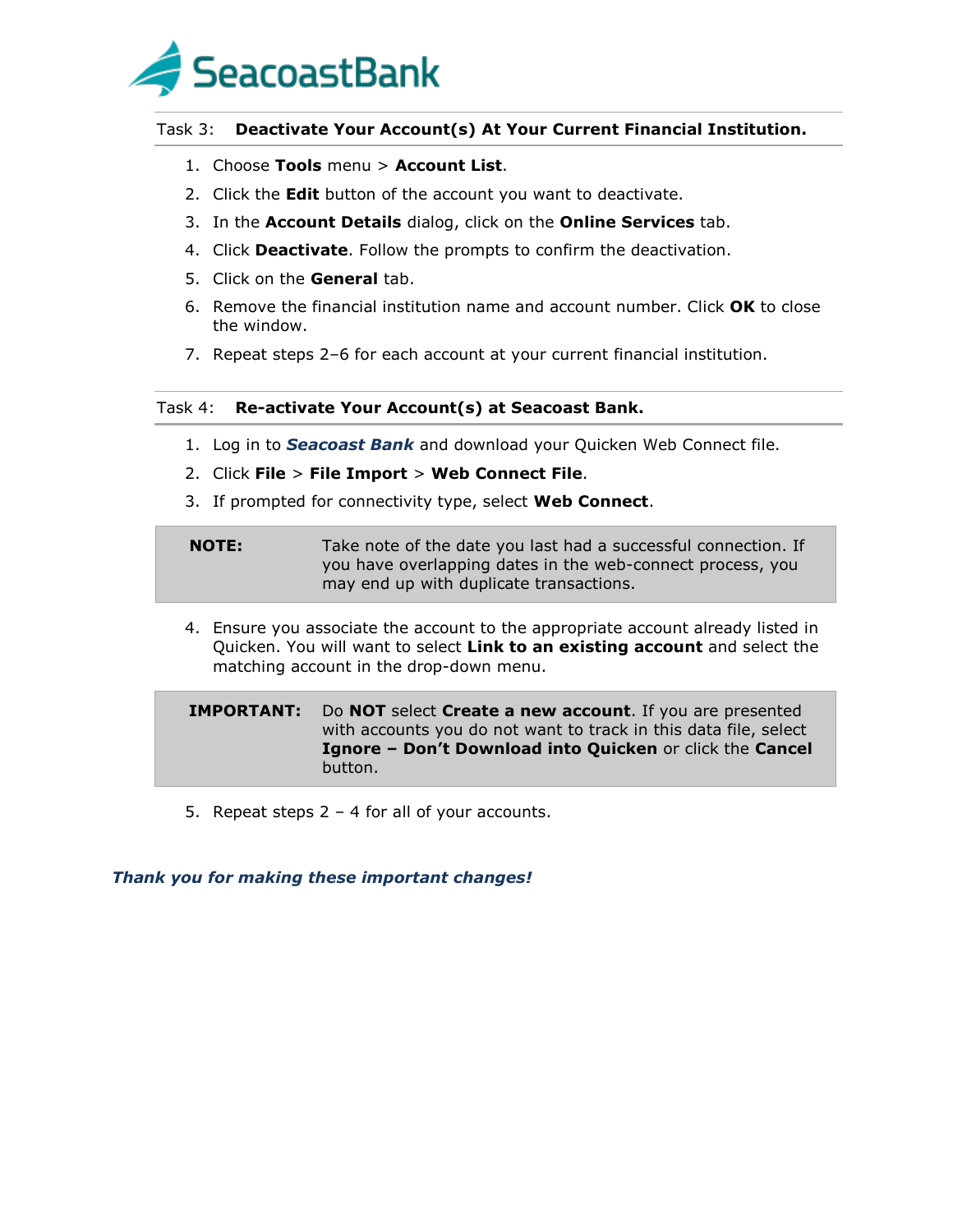SeacoastBank

## Task 3: Deactivate Your Account(s) At Your Current Financial Institution.

1. Choose **Tools** menu > **Account List**.
2. Click the **Edit** button of the account you want to deactivate.
3. In the **Account Details** dialog, click on the **Online Services** tab.
4. Click **Deactivate**. Follow the prompts to confirm the deactivation.
5. Click on the **General** tab.
6. Remove the financial institution name and account number. Click **OK** to close the window.
7. Repeat steps 2–6 for each account at your current financial institution.

## Task 4: Re-activate Your Account(s) at Seacoast Bank.

1. Log in to ***Seacoast Bank*** and download your Quicken Web Connect file.
2. Click **File** > **File Import** > **Web Connect File**.
3. If prompted for connectivity type, select **Web Connect**.

| | |
|---|---|
| **NOTE:** | Take note of the date you last had a successful connection. If you have overlapping dates in the web-connect process, you may end up with duplicate transactions. |

4. Ensure you associate the account to the appropriate account already listed in Quicken. You will want to select **Link to an existing account** and select the matching account in the drop-down menu.

| | |
|---|---|
| **IMPORTANT:** | Do **NOT** select **Create a new account**. If you are presented with accounts you do not want to track in this data file, select **Ignore – Don't Download into Quicken** or click the **Cancel** button. |

5. Repeat steps 2 – 4 for all of your accounts.

***Thank you for making these important changes!***